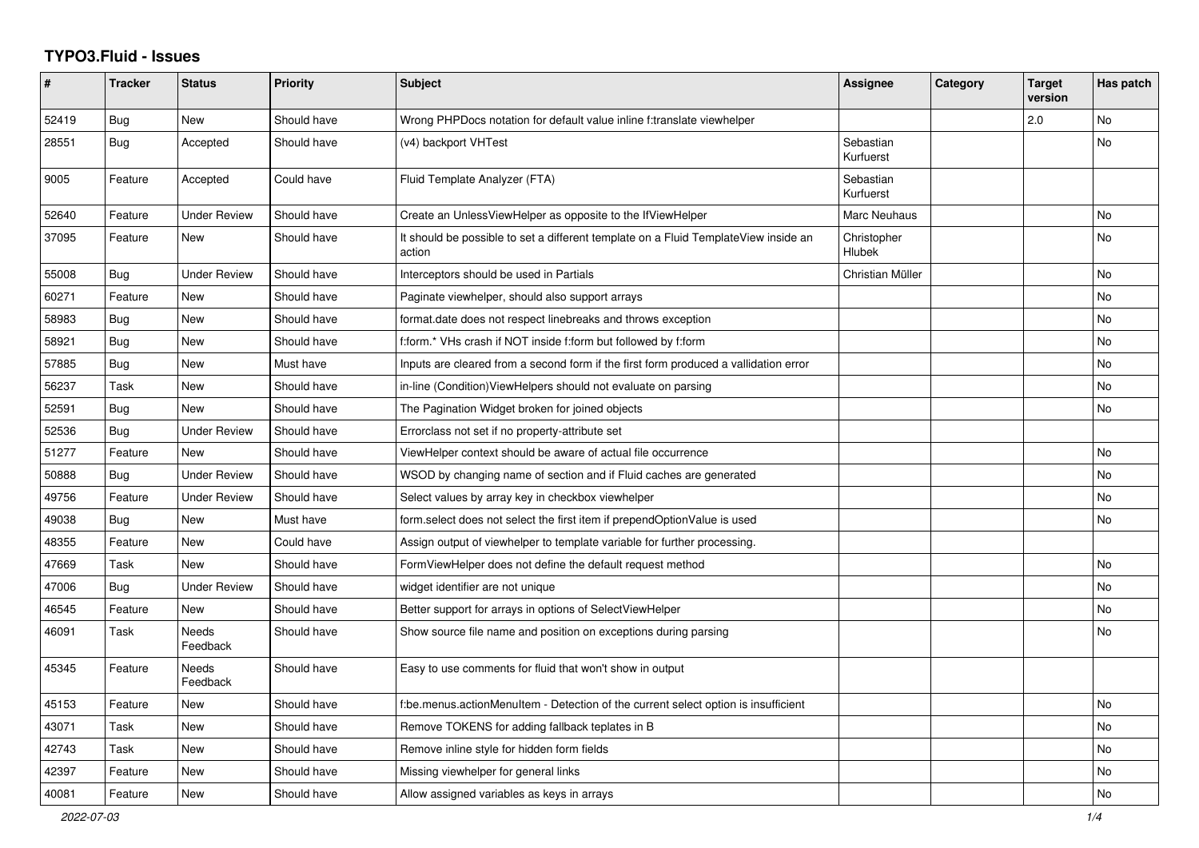## TYPO3.Fluid - Issues

| # | Tracker | Status | Priority | Subject | Assignee | Category | Target version | Has patch |
|---|---|---|---|---|---|---|---|---|
| 52419 | Bug | New | Should have | Wrong PHPDocs notation for default value inline f:translate viewhelper | | | 2.0 | No |
| 28551 | Bug | Accepted | Should have | (v4) backport VHTest | Sebastian Kurfuerst | | | No |
| 9005 | Feature | Accepted | Could have | Fluid Template Analyzer (FTA) | Sebastian Kurfuerst | | | |
| 52640 | Feature | Under Review | Should have | Create an UnlessViewHelper as opposite to the IfViewHelper | Marc Neuhaus | | | No |
| 37095 | Feature | New | Should have | It should be possible to set a different template on a Fluid TemplateView inside an action | Christopher Hlubek | | | No |
| 55008 | Bug | Under Review | Should have | Interceptors should be used in Partials | Christian Müller | | | No |
| 60271 | Feature | New | Should have | Paginate viewhelper, should also support arrays | | | | No |
| 58983 | Bug | New | Should have | format.date does not respect linebreaks and throws exception | | | | No |
| 58921 | Bug | New | Should have | f:form.* VHs crash if NOT inside f:form but followed by f:form | | | | No |
| 57885 | Bug | New | Must have | Inputs are cleared from a second form if the first form produced a vallidation error | | | | No |
| 56237 | Task | New | Should have | in-line (Condition)ViewHelpers should not evaluate on parsing | | | | No |
| 52591 | Bug | New | Should have | The Pagination Widget broken for joined objects | | | | No |
| 52536 | Bug | Under Review | Should have | Errorclass not set if no property-attribute set | | | | |
| 51277 | Feature | New | Should have | ViewHelper context should be aware of actual file occurrence | | | | No |
| 50888 | Bug | Under Review | Should have | WSOD by changing name of section and if Fluid caches are generated | | | | No |
| 49756 | Feature | Under Review | Should have | Select values by array key in checkbox viewhelper | | | | No |
| 49038 | Bug | New | Must have | form.select does not select the first item if prependOptionValue is used | | | | No |
| 48355 | Feature | New | Could have | Assign output of viewhelper to template variable for further processing. | | | | |
| 47669 | Task | New | Should have | FormViewHelper does not define the default request method | | | | No |
| 47006 | Bug | Under Review | Should have | widget identifier are not unique | | | | No |
| 46545 | Feature | New | Should have | Better support for arrays in options of SelectViewHelper | | | | No |
| 46091 | Task | Needs Feedback | Should have | Show source file name and position on exceptions during parsing | | | | No |
| 45345 | Feature | Needs Feedback | Should have | Easy to use comments for fluid that won't show in output | | | | |
| 45153 | Feature | New | Should have | f:be.menus.actionMenuItem - Detection of the current select option is insufficient | | | | No |
| 43071 | Task | New | Should have | Remove TOKENS for adding fallback teplates in B | | | | No |
| 42743 | Task | New | Should have | Remove inline style for hidden form fields | | | | No |
| 42397 | Feature | New | Should have | Missing viewhelper for general links | | | | No |
| 40081 | Feature | New | Should have | Allow assigned variables as keys in arrays | | | | No |

*2022-07-03*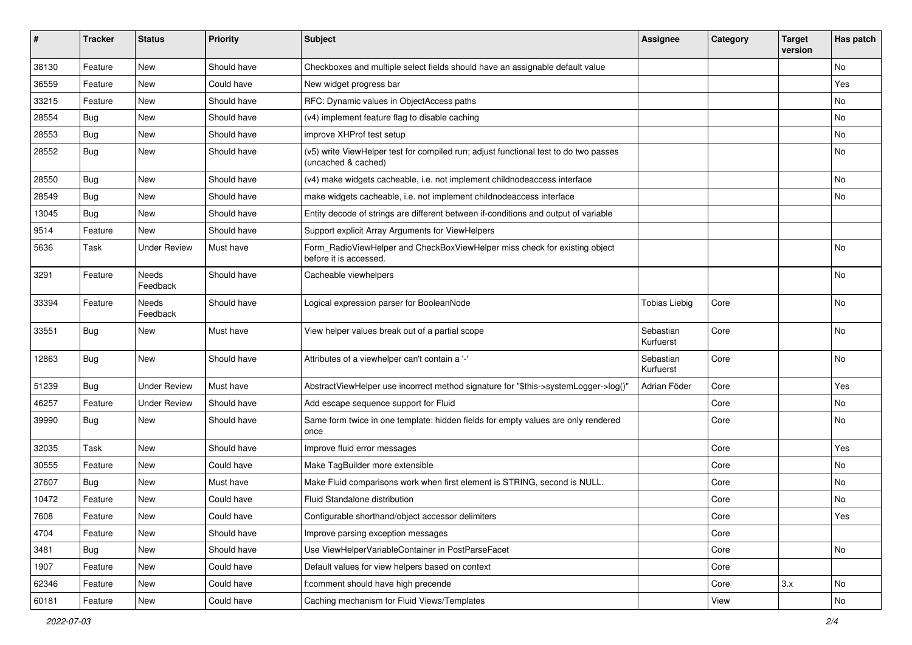| # | Tracker | Status | Priority | Subject | Assignee | Category | Target version | Has patch |
|---|---|---|---|---|---|---|---|---|
| 38130 | Feature | New | Should have | Checkboxes and multiple select fields should have an assignable default value | | | | No |
| 36559 | Feature | New | Could have | New widget progress bar | | | | Yes |
| 33215 | Feature | New | Should have | RFC: Dynamic values in ObjectAccess paths | | | | No |
| 28554 | Bug | New | Should have | (v4) implement feature flag to disable caching | | | | No |
| 28553 | Bug | New | Should have | improve XHProf test setup | | | | No |
| 28552 | Bug | New | Should have | (v5) write ViewHelper test for compiled run; adjust functional test to do two passes (uncached & cached) | | | | No |
| 28550 | Bug | New | Should have | (v4) make widgets cacheable, i.e. not implement childnodeaccess interface | | | | No |
| 28549 | Bug | New | Should have | make widgets cacheable, i.e. not implement childnodeaccess interface | | | | No |
| 13045 | Bug | New | Should have | Entity decode of strings are different between if-conditions and output of variable | | | | |
| 9514 | Feature | New | Should have | Support explicit Array Arguments for ViewHelpers | | | | |
| 5636 | Task | Under Review | Must have | Form_RadioViewHelper and CheckBoxViewHelper miss check for existing object before it is accessed. | | | | No |
| 3291 | Feature | Needs Feedback | Should have | Cacheable viewhelpers | | | | No |
| 33394 | Feature | Needs Feedback | Should have | Logical expression parser for BooleanNode | Tobias Liebig | Core | | No |
| 33551 | Bug | New | Must have | View helper values break out of a partial scope | Sebastian Kurfuerst | Core | | No |
| 12863 | Bug | New | Should have | Attributes of a viewhelper can't contain a '-' | Sebastian Kurfuerst | Core | | No |
| 51239 | Bug | Under Review | Must have | AbstractViewHelper use incorrect method signature for "$this->systemLogger->log()" | Adrian Föder | Core | | Yes |
| 46257 | Feature | Under Review | Should have | Add escape sequence support for Fluid | | Core | | No |
| 39990 | Bug | New | Should have | Same form twice in one template: hidden fields for empty values are only rendered once | | Core | | No |
| 32035 | Task | New | Should have | Improve fluid error messages | | Core | | Yes |
| 30555 | Feature | New | Could have | Make TagBuilder more extensible | | Core | | No |
| 27607 | Bug | New | Must have | Make Fluid comparisons work when first element is STRING, second is NULL. | | Core | | No |
| 10472 | Feature | New | Could have | Fluid Standalone distribution | | Core | | No |
| 7608 | Feature | New | Could have | Configurable shorthand/object accessor delimiters | | Core | | Yes |
| 4704 | Feature | New | Should have | Improve parsing exception messages | | Core | | |
| 3481 | Bug | New | Should have | Use ViewHelperVariableContainer in PostParseFacet | | Core | | No |
| 1907 | Feature | New | Could have | Default values for view helpers based on context | | Core | | |
| 62346 | Feature | New | Could have | f:comment should have high precende | | Core | 3.x | No |
| 60181 | Feature | New | Could have | Caching mechanism for Fluid Views/Templates | | View | | No |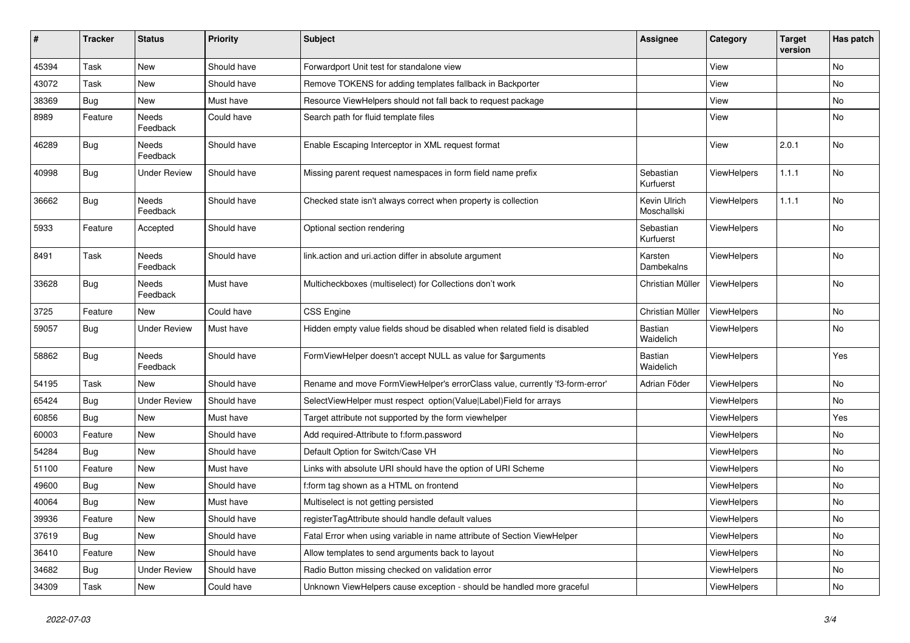| # | Tracker | Status | Priority | Subject | Assignee | Category | Target version | Has patch |
|---|---|---|---|---|---|---|---|---|
| 45394 | Task | New | Should have | Forwardport Unit test for standalone view | | View | | No |
| 43072 | Task | New | Should have | Remove TOKENS for adding templates fallback in Backporter | | View | | No |
| 38369 | Bug | New | Must have | Resource ViewHelpers should not fall back to request package | | View | | No |
| 8989 | Feature | Needs Feedback | Could have | Search path for fluid template files | | View | | No |
| 46289 | Bug | Needs Feedback | Should have | Enable Escaping Interceptor in XML request format | | View | 2.0.1 | No |
| 40998 | Bug | Under Review | Should have | Missing parent request namespaces in form field name prefix | Sebastian Kurfuerst | ViewHelpers | 1.1.1 | No |
| 36662 | Bug | Needs Feedback | Should have | Checked state isn't always correct when property is collection | Kevin Ulrich Moschallski | ViewHelpers | 1.1.1 | No |
| 5933 | Feature | Accepted | Should have | Optional section rendering | Sebastian Kurfuerst | ViewHelpers | | No |
| 8491 | Task | Needs Feedback | Should have | link.action and uri.action differ in absolute argument | Karsten Dambekalns | ViewHelpers | | No |
| 33628 | Bug | Needs Feedback | Must have | Multicheckboxes (multiselect) for Collections don't work | Christian Müller | ViewHelpers | | No |
| 3725 | Feature | New | Could have | CSS Engine | Christian Müller | ViewHelpers | | No |
| 59057 | Bug | Under Review | Must have | Hidden empty value fields shoud be disabled when related field is disabled | Bastian Waidelich | ViewHelpers | | No |
| 58862 | Bug | Needs Feedback | Should have | FormViewHelper doesn't accept NULL as value for $arguments | Bastian Waidelich | ViewHelpers | | Yes |
| 54195 | Task | New | Should have | Rename and move FormViewHelper's errorClass value, currently 'f3-form-error' | Adrian Föder | ViewHelpers | | No |
| 65424 | Bug | Under Review | Should have | SelectViewHelper must respect option(Value\|Label)Field for arrays | | ViewHelpers | | No |
| 60856 | Bug | New | Must have | Target attribute not supported by the form viewhelper | | ViewHelpers | | Yes |
| 60003 | Feature | New | Should have | Add required-Attribute to f:form.password | | ViewHelpers | | No |
| 54284 | Bug | New | Should have | Default Option for Switch/Case VH | | ViewHelpers | | No |
| 51100 | Feature | New | Must have | Links with absolute URI should have the option of URI Scheme | | ViewHelpers | | No |
| 49600 | Bug | New | Should have | f:form tag shown as a HTML on frontend | | ViewHelpers | | No |
| 40064 | Bug | New | Must have | Multiselect is not getting persisted | | ViewHelpers | | No |
| 39936 | Feature | New | Should have | registerTagAttribute should handle default values | | ViewHelpers | | No |
| 37619 | Bug | New | Should have | Fatal Error when using variable in name attribute of Section ViewHelper | | ViewHelpers | | No |
| 36410 | Feature | New | Should have | Allow templates to send arguments back to layout | | ViewHelpers | | No |
| 34682 | Bug | Under Review | Should have | Radio Button missing checked on validation error | | ViewHelpers | | No |
| 34309 | Task | New | Could have | Unknown ViewHelpers cause exception - should be handled more graceful | | ViewHelpers | | No |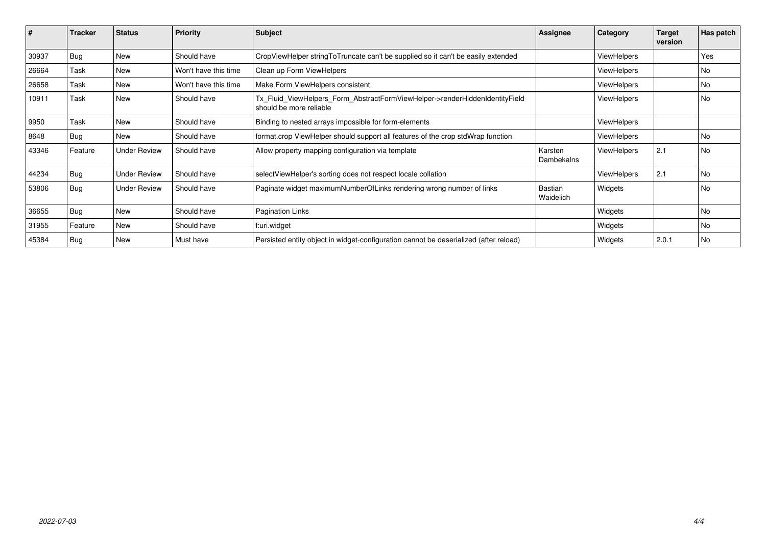| # | Tracker | Status | Priority | Subject | Assignee | Category | Target version | Has patch |
|---|---|---|---|---|---|---|---|---|
| 30937 | Bug | New | Should have | CropViewHelper stringToTruncate can't be supplied so it can't be easily extended | | ViewHelpers | | Yes |
| 26664 | Task | New | Won't have this time | Clean up Form ViewHelpers | | ViewHelpers | | No |
| 26658 | Task | New | Won't have this time | Make Form ViewHelpers consistent | | ViewHelpers | | No |
| 10911 | Task | New | Should have | Tx_Fluid_ViewHelpers_Form_AbstractFormViewHelper->renderHiddenIdentityField should be more reliable | | ViewHelpers | | No |
| 9950 | Task | New | Should have | Binding to nested arrays impossible for form-elements | | ViewHelpers | | |
| 8648 | Bug | New | Should have | format.crop ViewHelper should support all features of the crop stdWrap function | | ViewHelpers | | No |
| 43346 | Feature | Under Review | Should have | Allow property mapping configuration via template | Karsten Dambekalns | ViewHelpers | 2.1 | No |
| 44234 | Bug | Under Review | Should have | selectViewHelper's sorting does not respect locale collation | | ViewHelpers | 2.1 | No |
| 53806 | Bug | Under Review | Should have | Paginate widget maximumNumberOfLinks rendering wrong number of links | Bastian Waidelich | Widgets | | No |
| 36655 | Bug | New | Should have | Pagination Links | | Widgets | | No |
| 31955 | Feature | New | Should have | f:uri.widget | | Widgets | | No |
| 45384 | Bug | New | Must have | Persisted entity object in widget-configuration cannot be deserialized (after reload) | | Widgets | 2.0.1 | No |